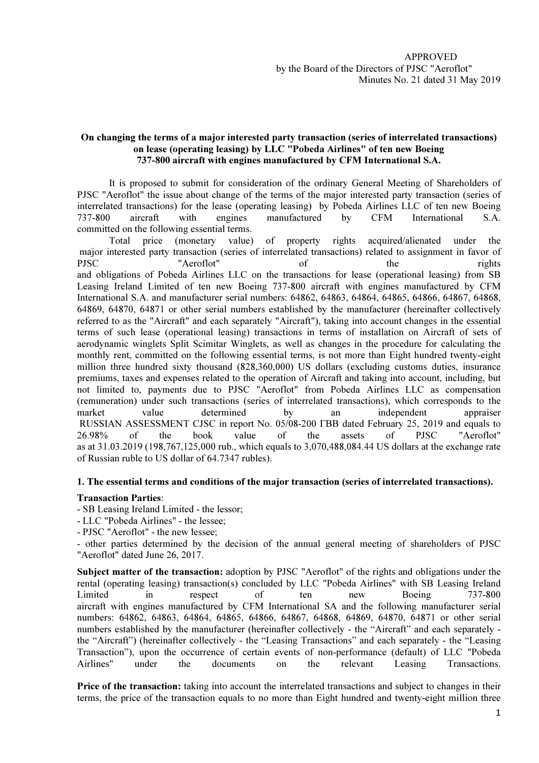APPROVED
by the Board of the Directors of PJSC "Aeroflot"
Minutes No. 21 dated 31 May 2019

**On changing the terms of a major interested party transaction (series of interrelated transactions) on lease (operating leasing) by LLC "Pobeda Airlines" of ten new Boeing 737-800 aircraft with engines manufactured by CFM International S.A.**

It is proposed to submit for consideration of the ordinary General Meeting of Shareholders of PJSC "Aeroflot" the issue about change of the terms of the major interested party transaction (series of interrelated transactions) for the lease (operating leasing) by Pobeda Airlines LLC of ten new Boeing 737-800 aircraft with engines manufactured by CFM International S.A. committed on the following essential terms.

Total price (monetary value) of property rights acquired/alienated under the major interested party transaction (series of interrelated transactions) related to assignment in favor of PJSC "Aeroflot" of the rights and obligations of Pobeda Airlines LLC on the transactions for lease (operational leasing) from SB Leasing Ireland Limited of ten new Boeing 737-800 aircraft with engines manufactured by CFM International S.A. and manufacturer serial numbers: 64862, 64863, 64864, 64865, 64866, 64867, 64868, 64869, 64870, 64871 or other serial numbers established by the manufacturer (hereinafter collectively referred to as the "Aircraft" and each separately "Aircraft"), taking into account changes in the essential terms of such lease (operational leasing) transactions in terms of installation on Aircraft of sets of aerodynamic winglets Split Scimitar Winglets, as well as changes in the procedure for calculating the monthly rent, committed on the following essential terms, is not more than Eight hundred twenty-eight million three hundred sixty thousand (828,360,000) US dollars (excluding customs duties, insurance premiums, taxes and expenses related to the operation of Aircraft and taking into account, including, but not limited to, payments due to PJSC "Aeroflot" from Pobeda Airlines LLC as compensation (remuneration) under such transactions (series of interrelated transactions), which corresponds to the market value determined by an independent appraiser RUSSIAN ASSESSMENT CJSC in report No. 05/08-200 ГВВ dated February 25, 2019 and equals to 26.98% of the book value of the assets of PJSC "Aeroflot" as at 31.03.2019 (198,767,125,000 rub., which equals to 3,070,488,084.44 US dollars at the exchange rate of Russian ruble to US dollar of 64.7347 rubles).

**1. The essential terms and conditions of the major transaction (series of interrelated transactions).**

**Transaction Parties**:
- SB Leasing Ireland Limited - the lessor;
- LLC "Pobeda Airlines" - the lessee;
- PJSC "Aeroflot" - the new lessee;
- other parties determined by the decision of the annual general meeting of shareholders of PJSC "Aeroflot" dated June 26, 2017.

**Subject matter of the transaction:** adoption by PJSC "Aeroflot" of the rights and obligations under the rental (operating leasing) transaction(s) concluded by LLC "Pobeda Airlines" with SB Leasing Ireland Limited in respect of ten new Boeing 737-800 aircraft with engines manufactured by CFM International SA and the following manufacturer serial numbers: 64862, 64863, 64864, 64865, 64866, 64867, 64868, 64869, 64870, 64871 or other serial numbers established by the manufacturer (hereinafter collectively - the "Aircraft" and each separately - the "Aircraft") (hereinafter collectively - the "Leasing Transactions" and each separately - the "Leasing Transaction"), upon the occurrence of certain events of non-performance (default) of LLC "Pobeda Airlines" under the documents on the relevant Leasing Transactions.

**Price of the transaction:** taking into account the interrelated transactions and subject to changes in their terms, the price of the transaction equals to no more than Eight hundred and twenty-eight million three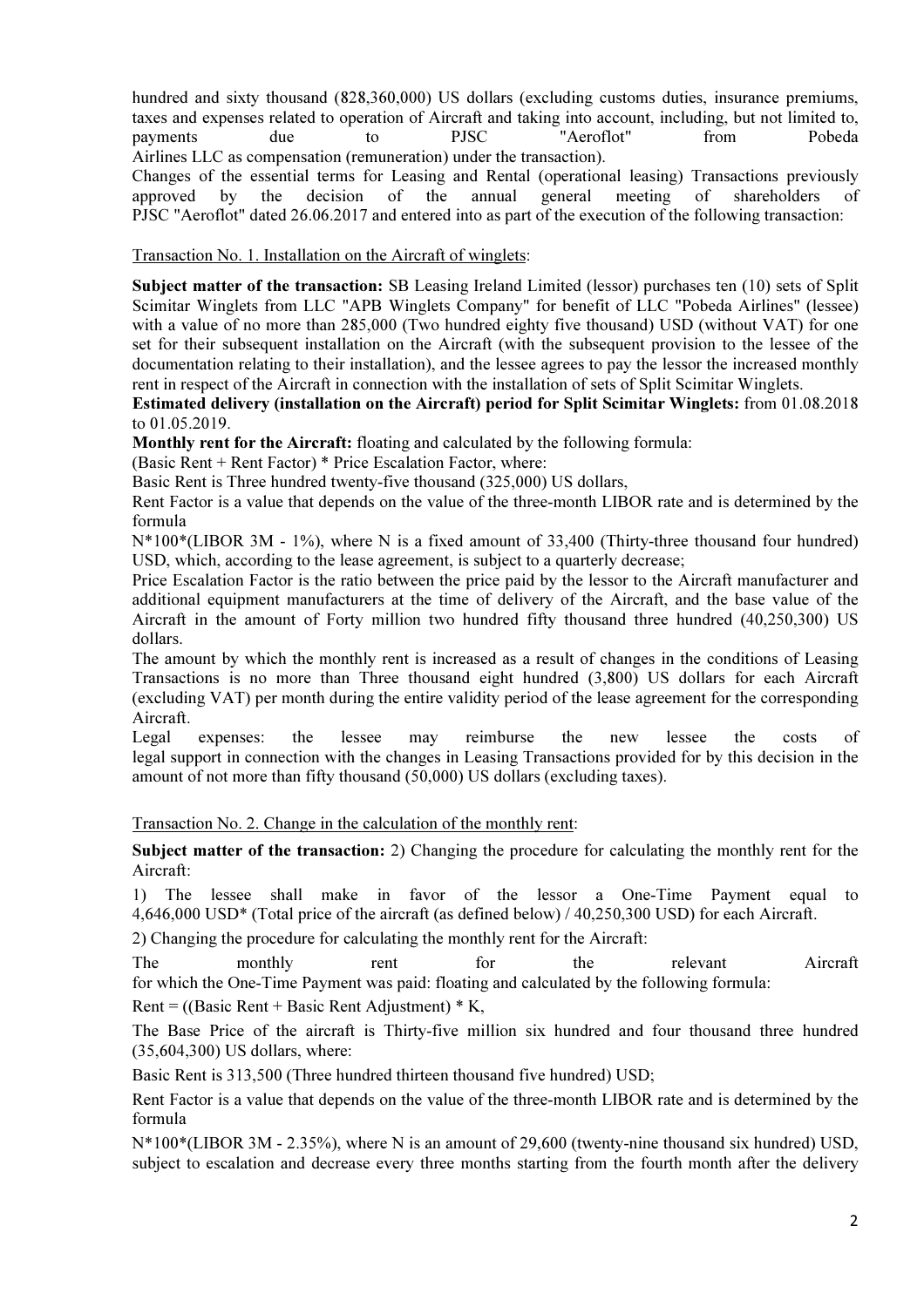hundred and sixty thousand (828,360,000) US dollars (excluding customs duties, insurance premiums, taxes and expenses related to operation of Aircraft and taking into account, including, but not limited to, payments due to PJSC "Aeroflot" from Pobeda Airlines LLC as compensation (remuneration) under the transaction).

Changes of the essential terms for Leasing and Rental (operational leasing) Transactions previously approved by the decision of the annual general meeting of shareholders of PJSC "Aeroflot" dated 26.06.2017 and entered into as part of the execution of the following transaction:

Transaction No. 1. Installation on the Aircraft of winglets:

**Subject matter of the transaction:** SB Leasing Ireland Limited (lessor) purchases ten (10) sets of Split Scimitar Winglets from LLC "APB Winglets Company" for benefit of LLC "Pobeda Airlines" (lessee) with a value of no more than 285,000 (Two hundred eighty five thousand) USD (without VAT) for one set for their subsequent installation on the Aircraft (with the subsequent provision to the lessee of the documentation relating to their installation), and the lessee agrees to pay the lessor the increased monthly rent in respect of the Aircraft in connection with the installation of sets of Split Scimitar Winglets.

**Estimated delivery (installation on the Aircraft) period for Split Scimitar Winglets:** from 01.08.2018 to 01.05.2019.

**Monthly rent for the Aircraft:** floating and calculated by the following formula:

(Basic Rent + Rent Factor) * Price Escalation Factor, where:

Basic Rent is Three hundred twenty-five thousand (325,000) US dollars,

Rent Factor is a value that depends on the value of the three-month LIBOR rate and is determined by the formula

N*100*(LIBOR 3M - 1%), where N is a fixed amount of 33,400 (Thirty-three thousand four hundred) USD, which, according to the lease agreement, is subject to a quarterly decrease;

Price Escalation Factor is the ratio between the price paid by the lessor to the Aircraft manufacturer and additional equipment manufacturers at the time of delivery of the Aircraft, and the base value of the Aircraft in the amount of Forty million two hundred fifty thousand three hundred (40,250,300) US dollars.

The amount by which the monthly rent is increased as a result of changes in the conditions of Leasing Transactions is no more than Three thousand eight hundred (3,800) US dollars for each Aircraft (excluding VAT) per month during the entire validity period of the lease agreement for the corresponding Aircraft.

Legal expenses: the lessee may reimburse the new lessee the costs of legal support in connection with the changes in Leasing Transactions provided for by this decision in the amount of not more than fifty thousand (50,000) US dollars (excluding taxes).

Transaction No. 2. Change in the calculation of the monthly rent:

**Subject matter of the transaction:** 2) Changing the procedure for calculating the monthly rent for the Aircraft:

1) The lessee shall make in favor of the lessor a One-Time Payment equal to 4,646,000 USD* (Total price of the aircraft (as defined below) / 40,250,300 USD) for each Aircraft.

2) Changing the procedure for calculating the monthly rent for the Aircraft:

The monthly rent for the relevant Aircraft for which the One-Time Payment was paid: floating and calculated by the following formula:

Rent = ((Basic Rent + Basic Rent Adjustment) * K,

The Base Price of the aircraft is Thirty-five million six hundred and four thousand three hundred (35,604,300) US dollars, where:

Basic Rent is 313,500 (Three hundred thirteen thousand five hundred) USD;

Rent Factor is a value that depends on the value of the three-month LIBOR rate and is determined by the formula

N*100*(LIBOR 3M - 2.35%), where N is an amount of 29,600 (twenty-nine thousand six hundred) USD, subject to escalation and decrease every three months starting from the fourth month after the delivery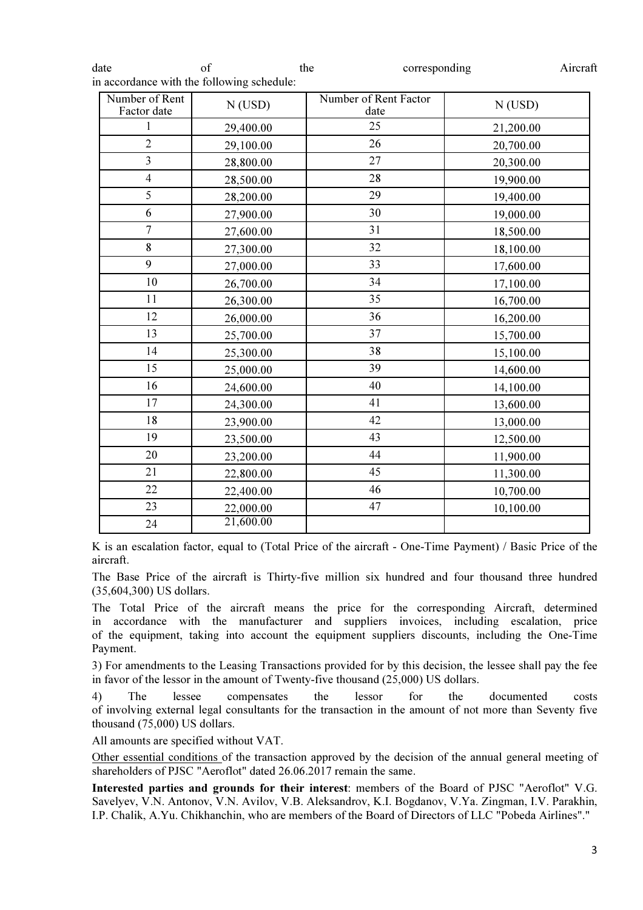date of the corresponding Aircraft in accordance with the following schedule:

| Number of Rent Factor date | N (USD) | Number of Rent Factor date | N (USD) |
|---|---|---|---|
| 1 | 29,400.00 | 25 | 21,200.00 |
| 2 | 29,100.00 | 26 | 20,700.00 |
| 3 | 28,800.00 | 27 | 20,300.00 |
| 4 | 28,500.00 | 28 | 19,900.00 |
| 5 | 28,200.00 | 29 | 19,400.00 |
| 6 | 27,900.00 | 30 | 19,000.00 |
| 7 | 27,600.00 | 31 | 18,500.00 |
| 8 | 27,300.00 | 32 | 18,100.00 |
| 9 | 27,000.00 | 33 | 17,600.00 |
| 10 | 26,700.00 | 34 | 17,100.00 |
| 11 | 26,300.00 | 35 | 16,700.00 |
| 12 | 26,000.00 | 36 | 16,200.00 |
| 13 | 25,700.00 | 37 | 15,700.00 |
| 14 | 25,300.00 | 38 | 15,100.00 |
| 15 | 25,000.00 | 39 | 14,600.00 |
| 16 | 24,600.00 | 40 | 14,100.00 |
| 17 | 24,300.00 | 41 | 13,600.00 |
| 18 | 23,900.00 | 42 | 13,000.00 |
| 19 | 23,500.00 | 43 | 12,500.00 |
| 20 | 23,200.00 | 44 | 11,900.00 |
| 21 | 22,800.00 | 45 | 11,300.00 |
| 22 | 22,400.00 | 46 | 10,700.00 |
| 23 | 22,000.00 | 47 | 10,100.00 |
| 24 | 21,600.00 | | |

K is an escalation factor, equal to (Total Price of the aircraft - One-Time Payment) / Basic Price of the aircraft.

The Base Price of the aircraft is Thirty-five million six hundred and four thousand three hundred (35,604,300) US dollars.

The Total Price of the aircraft means the price for the corresponding Aircraft, determined in accordance with the manufacturer and suppliers invoices, including escalation, price of the equipment, taking into account the equipment suppliers discounts, including the One-Time Payment.

3) For amendments to the Leasing Transactions provided for by this decision, the lessee shall pay the fee in favor of the lessor in the amount of Twenty-five thousand (25,000) US dollars.

4) The lessee compensates the lessor for the documented costs of involving external legal consultants for the transaction in the amount of not more than Seventy five thousand (75,000) US dollars.

All amounts are specified without VAT.

Other essential conditions of the transaction approved by the decision of the annual general meeting of shareholders of PJSC "Aeroflot" dated 26.06.2017 remain the same.

**Interested parties and grounds for their interest**: members of the Board of PJSC "Aeroflot" V.G. Savelyev, V.N. Antonov, V.N. Avilov, V.B. Aleksandrov, K.I. Bogdanov, V.Ya. Zingman, I.V. Parakhin, I.P. Chalik, A.Yu. Chikhanchin, who are members of the Board of Directors of LLC "Pobeda Airlines"."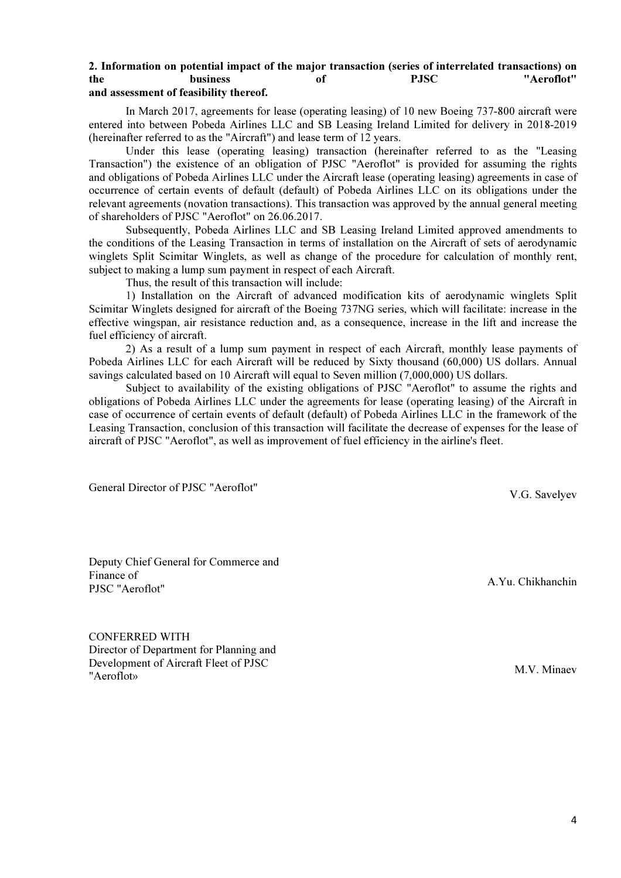**2. Information on potential impact of the major transaction (series of interrelated transactions) on the business of PJSC "Aeroflot" and assessment of feasibility thereof.**

In March 2017, agreements for lease (operating leasing) of 10 new Boeing 737-800 aircraft were entered into between Pobeda Airlines LLC and SB Leasing Ireland Limited for delivery in 2018-2019 (hereinafter referred to as the "Aircraft") and lease term of 12 years.

Under this lease (operating leasing) transaction (hereinafter referred to as the "Leasing Transaction") the existence of an obligation of PJSC "Aeroflot" is provided for assuming the rights and obligations of Pobeda Airlines LLC under the Aircraft lease (operating leasing) agreements in case of occurrence of certain events of default (default) of Pobeda Airlines LLC on its obligations under the relevant agreements (novation transactions). This transaction was approved by the annual general meeting of shareholders of PJSC "Aeroflot" on 26.06.2017.

Subsequently, Pobeda Airlines LLC and SB Leasing Ireland Limited approved amendments to the conditions of the Leasing Transaction in terms of installation on the Aircraft of sets of aerodynamic winglets Split Scimitar Winglets, as well as change of the procedure for calculation of monthly rent, subject to making a lump sum payment in respect of each Aircraft.

Thus, the result of this transaction will include:

1) Installation on the Aircraft of advanced modification kits of aerodynamic winglets Split Scimitar Winglets designed for aircraft of the Boeing 737NG series, which will facilitate: increase in the effective wingspan, air resistance reduction and, as a consequence, increase in the lift and increase the fuel efficiency of aircraft.

2) As a result of a lump sum payment in respect of each Aircraft, monthly lease payments of Pobeda Airlines LLC for each Aircraft will be reduced by Sixty thousand (60,000) US dollars. Annual savings calculated based on 10 Aircraft will equal to Seven million (7,000,000) US dollars.

Subject to availability of the existing obligations of PJSC "Aeroflot" to assume the rights and obligations of Pobeda Airlines LLC under the agreements for lease (operating leasing) of the Aircraft in case of occurrence of certain events of default (default) of Pobeda Airlines LLC in the framework of the Leasing Transaction, conclusion of this transaction will facilitate the decrease of expenses for the lease of aircraft of PJSC "Aeroflot", as well as improvement of fuel efficiency in the airline's fleet.

General Director of PJSC "Aeroflot" V.G. Savelyev

Deputy Chief General for Commerce and Finance of PJSC "Aeroflot" A.Yu. Chikhanchin

CONFERRED WITH
Director of Department for Planning and Development of Aircraft Fleet of PJSC "Aeroflot» M.V. Minaev